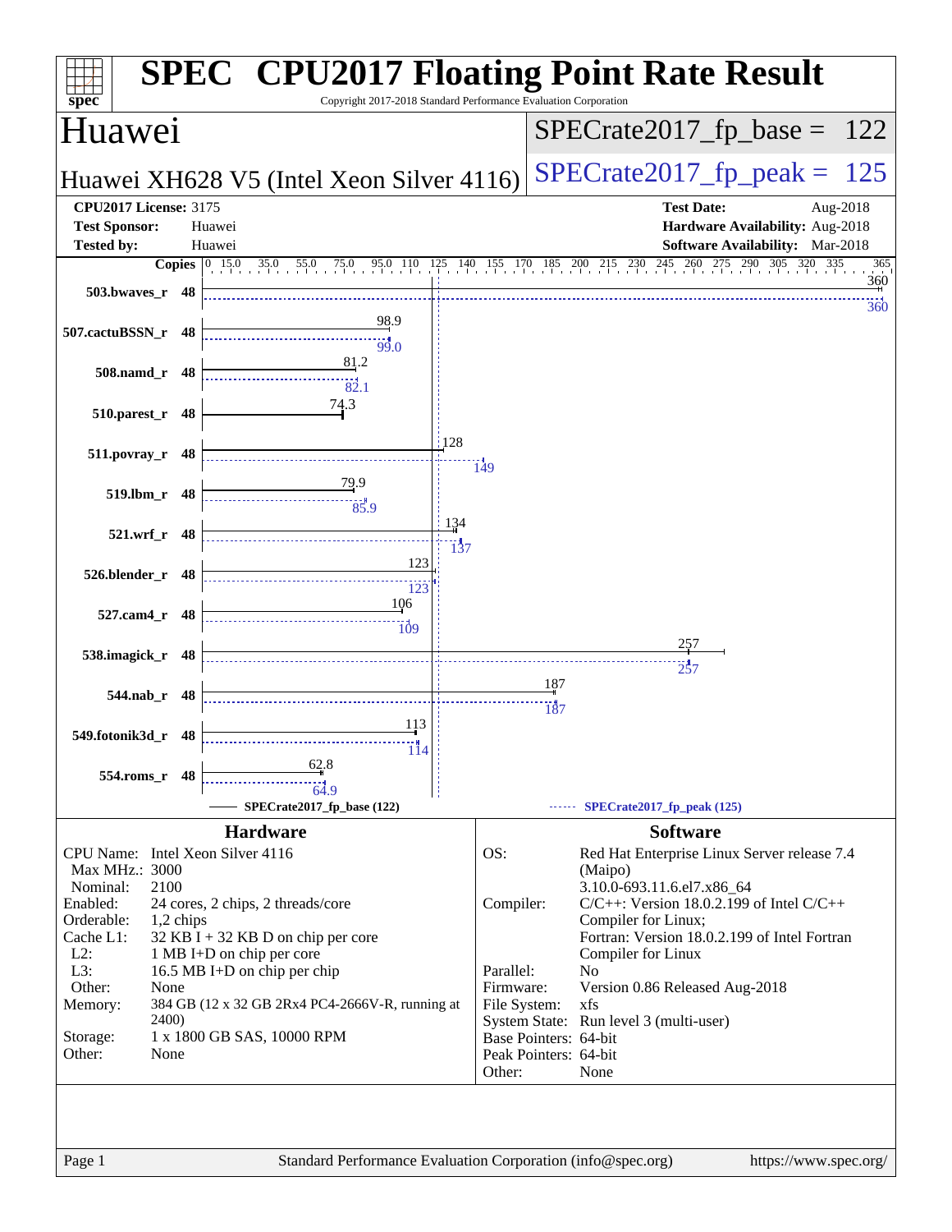# SPEC CPU2017 Floating Point Rate Result

Copyright 2017-2018 Standard Performance Evaluation Corporation

## Huawei

**Huawei XH628 V5 (Intel Xeon Silver 4116)**

SPECrate2017_fp_base = 122

SPECrate2017_fp_peak = 125

| | | | |
|---|---|---|---|
| **CPU2017 License:** | 3175 | **Test Date:** | Aug-2018 |
| **Test Sponsor:** | Huawei | **Hardware Availability:** | Aug-2018 |
| **Tested by:** | Huawei | **Software Availability:** | Mar-2018 |

| Benchmark | Copies | Base | Peak |
|---|---|---|---|
| 503.bwaves_r | 48 | 360 | 360 |
| 507.cactuBSSN_r | 48 | 98.9 | 99.0 |
| 508.namd_r | 48 | 81.2 | 82.1 |
| 510.parest_r | 48 | 74.3 | |
| 511.povray_r | 48 | 128 | 149 |
| 519.lbm_r | 48 | 79.9 | 85.9 |
| 521.wrf_r | 48 | 134 | 137 |
| 526.blender_r | 48 | 123 | 123 |
| 527.cam4_r | 48 | 106 | 109 |
| 538.imagick_r | 48 | 257 | 257 |
| 544.nab_r | 48 | 187 | 187 |
| 549.fotonik3d_r | 48 | 113 | 114 |
| 554.roms_r | 48 | 62.8 | 64.9 |

SPECrate2017_fp_base (122) — SPECrate2017_fp_peak (125)

### Hardware

| | |
|---|---|
| CPU Name: | Intel Xeon Silver 4116 |
| Max MHz.: | 3000 |
| Nominal: | 2100 |
| Enabled: | 24 cores, 2 chips, 2 threads/core |
| Orderable: | 1,2 chips |
| Cache L1: | 32 KB I + 32 KB D on chip per core |
| L2: | 1 MB I+D on chip per core |
| L3: | 16.5 MB I+D on chip per chip |
| Other: | None |
| Memory: | 384 GB (12 x 32 GB 2Rx4 PC4-2666V-R, running at 2400) |
| Storage: | 1 x 1800 GB SAS, 10000 RPM |
| Other: | None |

### Software

| | |
|---|---|
| OS: | Red Hat Enterprise Linux Server release 7.4 (Maipo) 3.10.0-693.11.6.el7.x86_64 |
| Compiler: | C/C++: Version 18.0.2.199 of Intel C/C++ Compiler for Linux; Fortran: Version 18.0.2.199 of Intel Fortran Compiler for Linux |
| Parallel: | No |
| Firmware: | Version 0.86 Released Aug-2018 |
| File System: | xfs |
| System State: | Run level 3 (multi-user) |
| Base Pointers: | 64-bit |
| Peak Pointers: | 64-bit |
| Other: | None |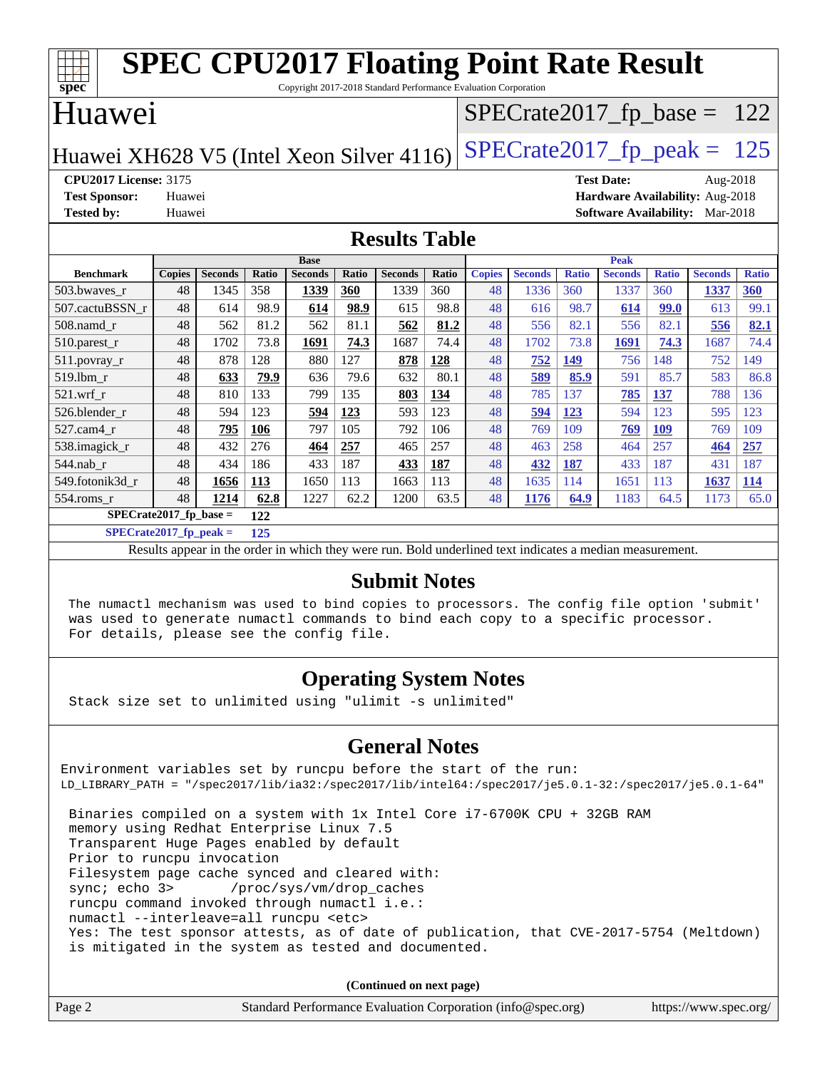# SPEC CPU2017 Floating Point Rate Result

Copyright 2017-2018 Standard Performance Evaluation Corporation

## Huawei

Huawei XH628 V5 (Intel Xeon Silver 4116)

SPECrate2017_fp_base = 122

SPECrate2017_fp_peak = 125

**CPU2017 License:** 3175
**Test Sponsor:** Huawei
**Tested by:** Huawei

**Test Date:** Aug-2018
**Hardware Availability:** Aug-2018
**Software Availability:** Mar-2018

## Results Table

| Benchmark | Base | | | | | | | Peak | | | | | | |
|---|---|---|---|---|---|---|---|---|---|---|---|---|---|---|
| | Copies | Seconds | Ratio | Seconds | Ratio | Seconds | Ratio | Copies | Seconds | Ratio | Seconds | Ratio | Seconds | Ratio |
| 503.bwaves_r | 48 | 1345 | 358 | **1339** | **360** | 1339 | 360 | 48 | 1336 | 360 | 1337 | 360 | **1337** | **360** |
| 507.cactuBSSN_r | 48 | 614 | 98.9 | **614** | **98.9** | 615 | 98.8 | 48 | 616 | 98.7 | **614** | **99.0** | 613 | 99.1 |
| 508.namd_r | 48 | 562 | 81.2 | 562 | 81.1 | **562** | **81.2** | 48 | 556 | 82.1 | 556 | 82.1 | **556** | **82.1** |
| 510.parest_r | 48 | 1702 | 73.8 | **1691** | **74.3** | 1687 | 74.4 | 48 | 1702 | 73.8 | **1691** | **74.3** | 1687 | 74.4 |
| 511.povray_r | 48 | 878 | 128 | 880 | 127 | **878** | **128** | 48 | **752** | **149** | 756 | 148 | 752 | 149 |
| 519.lbm_r | 48 | **633** | **79.9** | 636 | 79.6 | 632 | 80.1 | 48 | **589** | **85.9** | 591 | 85.7 | 583 | 86.8 |
| 521.wrf_r | 48 | 810 | 133 | 799 | 135 | **803** | **134** | 48 | 785 | 137 | **785** | **137** | 788 | 136 |
| 526.blender_r | 48 | 594 | 123 | **594** | **123** | 593 | 123 | 48 | **594** | **123** | 594 | 123 | 595 | 123 |
| 527.cam4_r | 48 | **795** | **106** | 797 | 105 | 792 | 106 | 48 | 769 | 109 | **769** | **109** | 769 | 109 |
| 538.imagick_r | 48 | 432 | 276 | **464** | **257** | 465 | 257 | 48 | 463 | 258 | 464 | 257 | **464** | **257** |
| 544.nab_r | 48 | 434 | 186 | 433 | 187 | **433** | **187** | 48 | **432** | **187** | 433 | 187 | 431 | 187 |
| 549.fotonik3d_r | 48 | **1656** | **113** | 1650 | 113 | 1663 | 113 | 48 | 1635 | 114 | 1651 | 113 | **1637** | **114** |
| 554.roms_r | 48 | **1214** | **62.8** | 1227 | 62.2 | 1200 | 63.5 | 48 | **1176** | **64.9** | 1183 | 64.5 | 1173 | 65.0 |

**SPECrate2017_fp_base = 122**

**SPECrate2017_fp_peak = 125**

Results appear in the order in which they were run. Bold underlined text indicates a median measurement.

## Submit Notes

```
The numactl mechanism was used to bind copies to processors. The config file option 'submit'
was used to generate numactl commands to bind each copy to a specific processor.
For details, please see the config file.
```

## Operating System Notes

```
Stack size set to unlimited using "ulimit -s unlimited"
```

## General Notes

```
Environment variables set by runcpu before the start of the run:
LD_LIBRARY_PATH = "/spec2017/lib/ia32:/spec2017/lib/intel64:/spec2017/je5.0.1-32:/spec2017/je5.0.1-64"

 Binaries compiled on a system with 1x Intel Core i7-6700K CPU + 32GB RAM
 memory using Redhat Enterprise Linux 7.5
 Transparent Huge Pages enabled by default
 Prior to runcpu invocation
 Filesystem page cache synced and cleared with:
 sync; echo 3>       /proc/sys/vm/drop_caches
 runcpu command invoked through numactl i.e.:
 numactl --interleave=all runcpu <etc>
 Yes: The test sponsor attests, as of date of publication, that CVE-2017-5754 (Meltdown)
 is mitigated in the system as tested and documented.
```

**(Continued on next page)**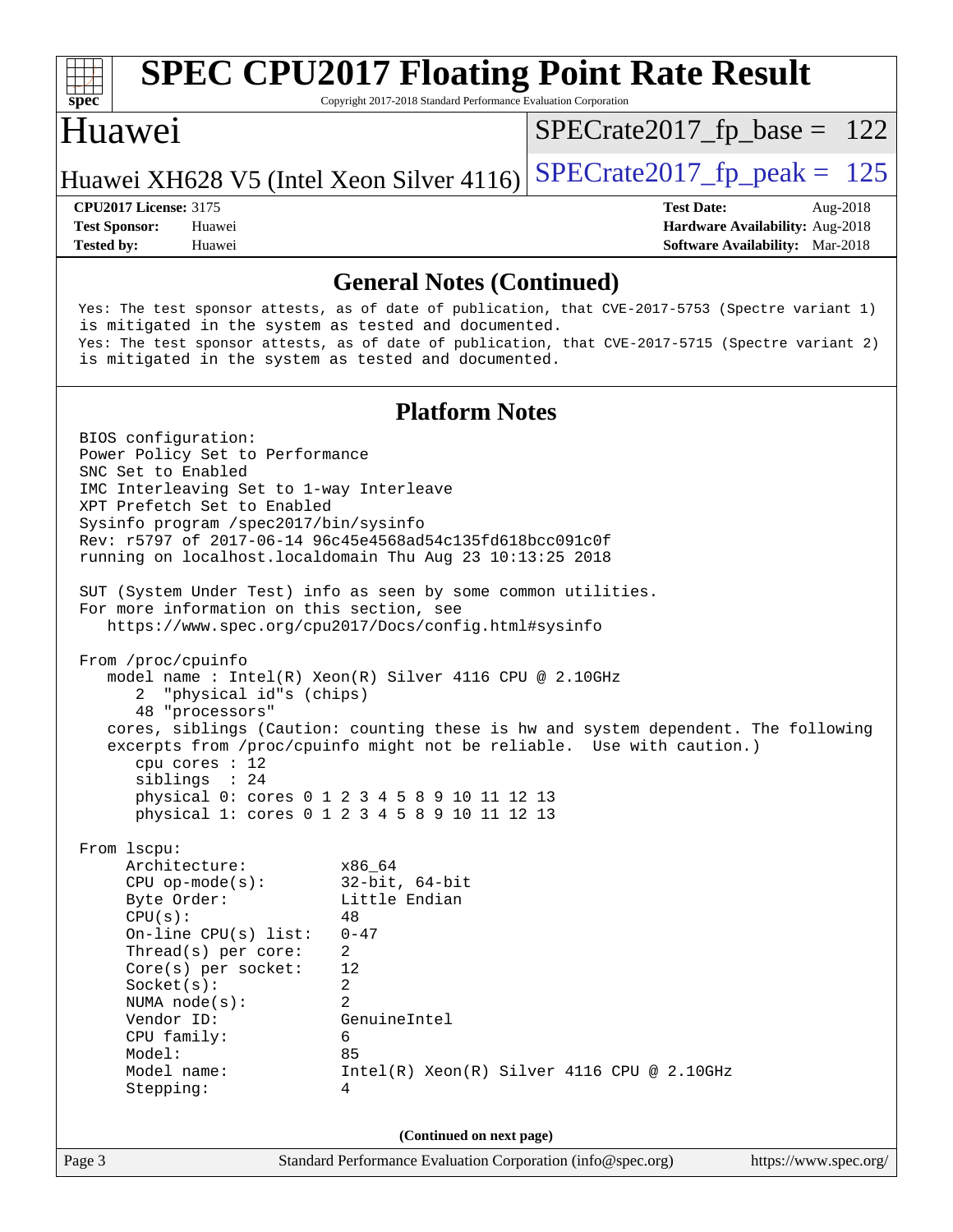# SPEC CPU2017 Floating Point Rate Result

Copyright 2017-2018 Standard Performance Evaluation Corporation

## Huawei

Huawei XH628 V5 (Intel Xeon Silver 4116)

SPECrate2017_fp_base = 122

SPECrate2017_fp_peak = 125

**CPU2017 License:** 3175
**Test Sponsor:** Huawei
**Tested by:** Huawei

**Test Date:** Aug-2018
**Hardware Availability:** Aug-2018
**Software Availability:** Mar-2018

### General Notes (Continued)

```
Yes: The test sponsor attests, as of date of publication, that CVE-2017-5753 (Spectre variant 1)
is mitigated in the system as tested and documented.
Yes: The test sponsor attests, as of date of publication, that CVE-2017-5715 (Spectre variant 2)
is mitigated in the system as tested and documented.
```

### Platform Notes

```
BIOS configuration:
Power Policy Set to Performance
SNC Set to Enabled
IMC Interleaving Set to 1-way Interleave
XPT Prefetch Set to Enabled
Sysinfo program /spec2017/bin/sysinfo
Rev: r5797 of 2017-06-14 96c45e4568ad54c135fd618bcc091c0f
running on localhost.localdomain Thu Aug 23 10:13:25 2018

SUT (System Under Test) info as seen by some common utilities.
For more information on this section, see
   https://www.spec.org/cpu2017/Docs/config.html#sysinfo

From /proc/cpuinfo
   model name : Intel(R) Xeon(R) Silver 4116 CPU @ 2.10GHz
      2  "physical id"s (chips)
      48 "processors"
   cores, siblings (Caution: counting these is hw and system dependent. The following
   excerpts from /proc/cpuinfo might not be reliable.  Use with caution.)
      cpu cores : 12
      siblings  : 24
      physical 0: cores 0 1 2 3 4 5 8 9 10 11 12 13
      physical 1: cores 0 1 2 3 4 5 8 9 10 11 12 13

From lscpu:
     Architecture:          x86_64
     CPU op-mode(s):        32-bit, 64-bit
     Byte Order:            Little Endian
     CPU(s):                48
     On-line CPU(s) list:   0-47
     Thread(s) per core:    2
     Core(s) per socket:    12
     Socket(s):             2
     NUMA node(s):          2
     Vendor ID:             GenuineIntel
     CPU family:            6
     Model:                 85
     Model name:            Intel(R) Xeon(R) Silver 4116 CPU @ 2.10GHz
     Stepping:              4
```

(Continued on next page)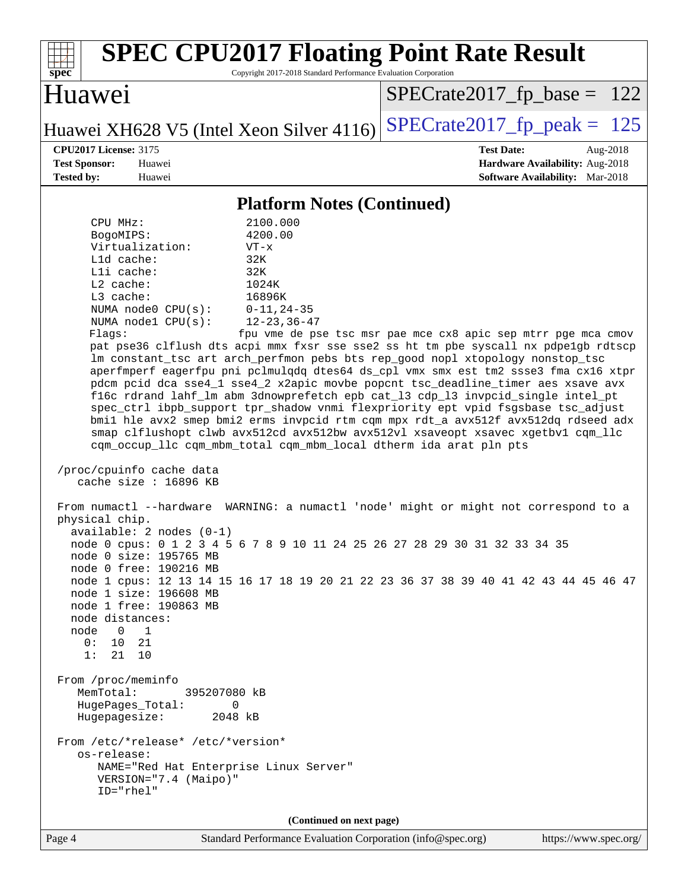# SPEC CPU2017 Floating Point Rate Result

Copyright 2017-2018 Standard Performance Evaluation Corporation

## Huawei

Huawei XH628 V5 (Intel Xeon Silver 4116)

SPECrate2017_fp_base = 122

SPECrate2017_fp_peak = 125

**CPU2017 License:** 3175
**Test Sponsor:** Huawei
**Tested by:** Huawei

**Test Date:** Aug-2018
**Hardware Availability:** Aug-2018
**Software Availability:** Mar-2018

### Platform Notes (Continued)

```
     CPU MHz:                2100.000
     BogoMIPS:               4200.00
     Virtualization:         VT-x
     L1d cache:              32K
     L1i cache:              32K
     L2 cache:               1024K
     L3 cache:               16896K
     NUMA node0 CPU(s):      0-11,24-35
     NUMA node1 CPU(s):      12-23,36-47
     Flags:                 fpu vme de pse tsc msr pae mce cx8 apic sep mtrr pge mca cmov
     pat pse36 clflush dts acpi mmx fxsr sse sse2 ss ht tm pbe syscall nx pdpe1gb rdtscp
     lm constant_tsc art arch_perfmon pebs bts rep_good nopl xtopology nonstop_tsc
     aperfmperf eagerfpu pni pclmulqdq dtes64 ds_cpl vmx smx est tm2 ssse3 fma cx16 xtpr
     pdcm pcid dca sse4_1 sse4_2 x2apic movbe popcnt tsc_deadline_timer aes xsave avx
     f16c rdrand lahf_lm abm 3dnowprefetch epb cat_l3 cdp_l3 invpcid_single intel_pt
     spec_ctrl ibpb_support tpr_shadow vnmi flexpriority ept vpid fsgsbase tsc_adjust
     bmi1 hle avx2 smep bmi2 erms invpcid rtm cqm mpx rdt_a avx512f avx512dq rdseed adx
     smap clflushopt clwb avx512cd avx512bw avx512vl xsaveopt xsavec xgetbv1 cqm_llc
     cqm_occup_llc cqm_mbm_total cqm_mbm_local dtherm ida arat pln pts

 /proc/cpuinfo cache data
    cache size : 16896 KB

 From numactl --hardware  WARNING: a numactl 'node' might or might not correspond to a
 physical chip.
   available: 2 nodes (0-1)
   node 0 cpus: 0 1 2 3 4 5 6 7 8 9 10 11 24 25 26 27 28 29 30 31 32 33 34 35
   node 0 size: 195765 MB
   node 0 free: 190216 MB
   node 1 cpus: 12 13 14 15 16 17 18 19 20 21 22 23 36 37 38 39 40 41 42 43 44 45 46 47
   node 1 size: 196608 MB
   node 1 free: 190863 MB
   node distances:
   node   0   1
     0:  10  21
     1:  21  10

 From /proc/meminfo
    MemTotal:       395207080 kB
    HugePages_Total:       0
    Hugepagesize:       2048 kB

 From /etc/*release* /etc/*version*
    os-release:
       NAME="Red Hat Enterprise Linux Server"
       VERSION="7.4 (Maipo)"
       ID="rhel"
```

(Continued on next page)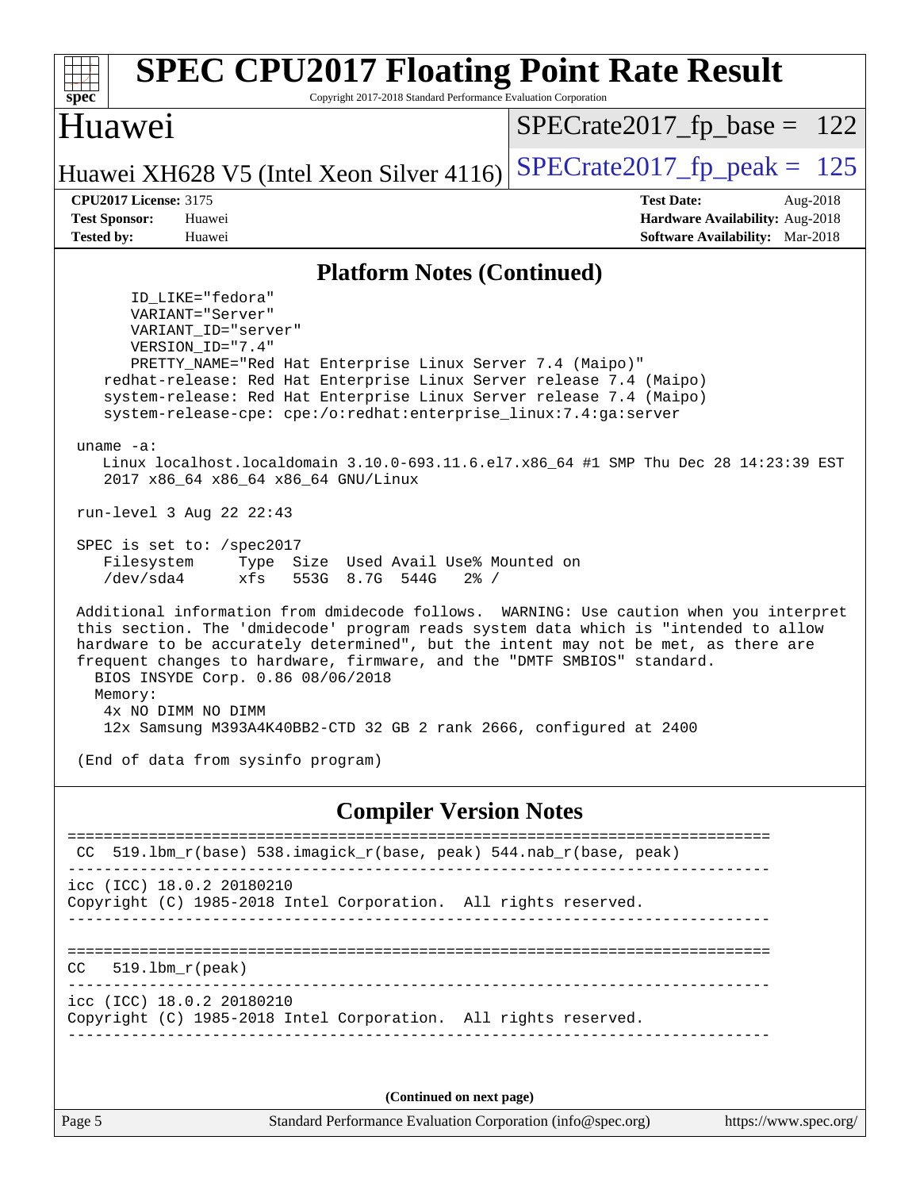## Platform Notes (Continued)

```
      ID_LIKE="fedora"
      VARIANT="Server"
      VARIANT_ID="server"
      VERSION_ID="7.4"
      PRETTY_NAME="Red Hat Enterprise Linux Server 7.4 (Maipo)"
    redhat-release: Red Hat Enterprise Linux Server release 7.4 (Maipo)
    system-release: Red Hat Enterprise Linux Server release 7.4 (Maipo)
    system-release-cpe: cpe:/o:redhat:enterprise_linux:7.4:ga:server

 uname -a:
    Linux localhost.localdomain 3.10.0-693.11.6.el7.x86_64 #1 SMP Thu Dec 28 14:23:39 EST
    2017 x86_64 x86_64 x86_64 GNU/Linux

 run-level 3 Aug 22 22:43

 SPEC is set to: /spec2017
    Filesystem     Type  Size  Used Avail Use% Mounted on
    /dev/sda4      xfs   553G  8.7G  544G   2% /

 Additional information from dmidecode follows.  WARNING: Use caution when you interpret
 this section. The 'dmidecode' program reads system data which is "intended to allow
 hardware to be accurately determined", but the intent may not be met, as there are
 frequent changes to hardware, firmware, and the "DMTF SMBIOS" standard.
   BIOS INSYDE Corp. 0.86 08/06/2018
   Memory:
    4x NO DIMM NO DIMM
    12x Samsung M393A4K40BB2-CTD 32 GB 2 rank 2666, configured at 2400

 (End of data from sysinfo program)
```

## Compiler Version Notes

```
==============================================================================
 CC  519.lbm_r(base) 538.imagick_r(base, peak) 544.nab_r(base, peak)
------------------------------------------------------------------------------
icc (ICC) 18.0.2 20180210
Copyright (C) 1985-2018 Intel Corporation.  All rights reserved.
------------------------------------------------------------------------------

==============================================================================
CC   519.lbm_r(peak)
------------------------------------------------------------------------------
icc (ICC) 18.0.2 20180210
Copyright (C) 1985-2018 Intel Corporation.  All rights reserved.
------------------------------------------------------------------------------
```

(Continued on next page)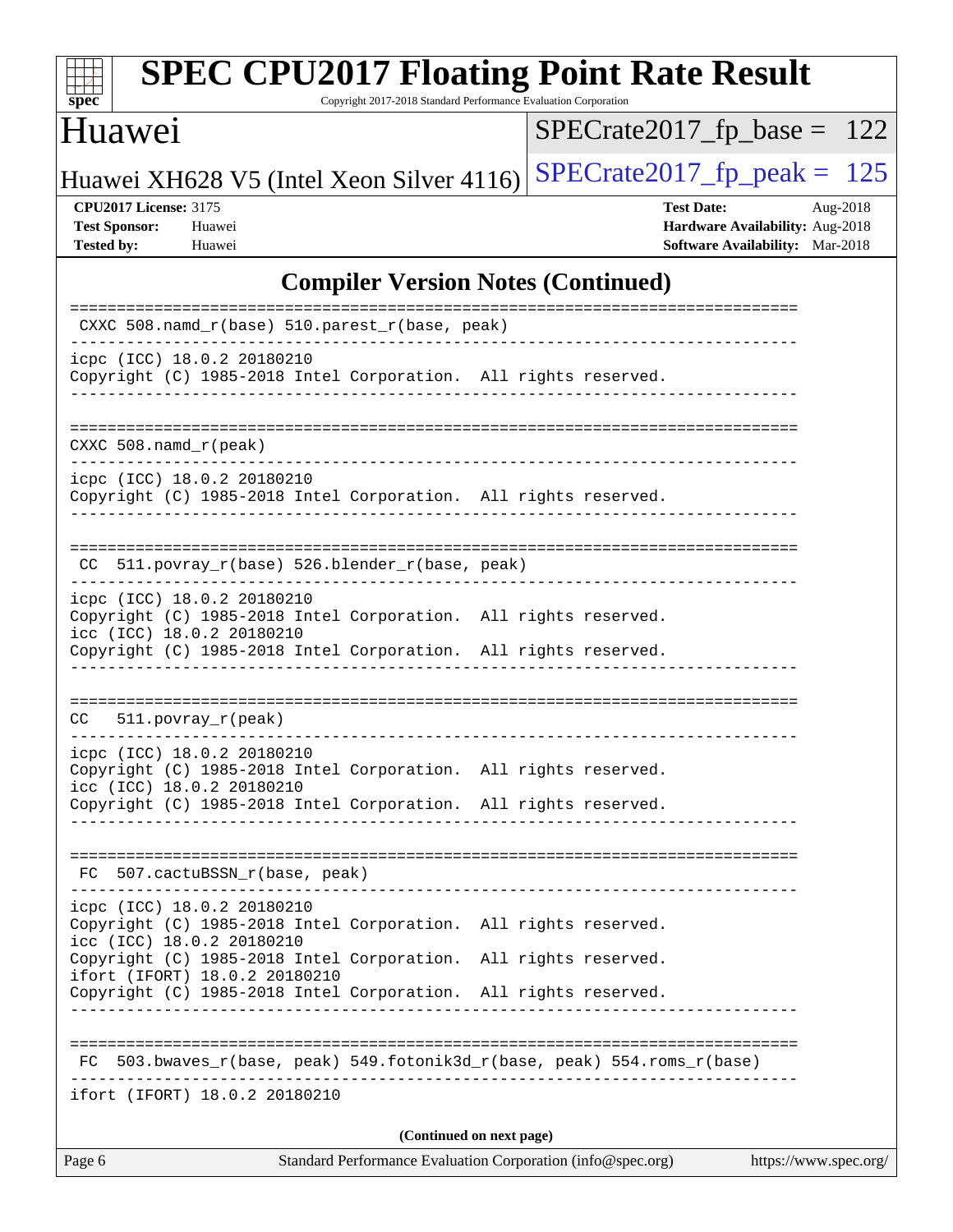## Compiler Version Notes (Continued)

```
==============================================================================
 CXXC 508.namd_r(base) 510.parest_r(base, peak)
------------------------------------------------------------------------------
icpc (ICC) 18.0.2 20180210
Copyright (C) 1985-2018 Intel Corporation.  All rights reserved.
------------------------------------------------------------------------------

==============================================================================
CXXC 508.namd_r(peak)
------------------------------------------------------------------------------
icpc (ICC) 18.0.2 20180210
Copyright (C) 1985-2018 Intel Corporation.  All rights reserved.
------------------------------------------------------------------------------

==============================================================================
 CC  511.povray_r(base) 526.blender_r(base, peak)
------------------------------------------------------------------------------
icpc (ICC) 18.0.2 20180210
Copyright (C) 1985-2018 Intel Corporation.  All rights reserved.
icc (ICC) 18.0.2 20180210
Copyright (C) 1985-2018 Intel Corporation.  All rights reserved.
------------------------------------------------------------------------------

==============================================================================
CC   511.povray_r(peak)
------------------------------------------------------------------------------
icpc (ICC) 18.0.2 20180210
Copyright (C) 1985-2018 Intel Corporation.  All rights reserved.
icc (ICC) 18.0.2 20180210
Copyright (C) 1985-2018 Intel Corporation.  All rights reserved.
------------------------------------------------------------------------------

==============================================================================
 FC  507.cactuBSSN_r(base, peak)
------------------------------------------------------------------------------
icpc (ICC) 18.0.2 20180210
Copyright (C) 1985-2018 Intel Corporation.  All rights reserved.
icc (ICC) 18.0.2 20180210
Copyright (C) 1985-2018 Intel Corporation.  All rights reserved.
ifort (IFORT) 18.0.2 20180210
Copyright (C) 1985-2018 Intel Corporation.  All rights reserved.
------------------------------------------------------------------------------

==============================================================================
 FC  503.bwaves_r(base, peak) 549.fotonik3d_r(base, peak) 554.roms_r(base)
------------------------------------------------------------------------------
ifort (IFORT) 18.0.2 20180210
```

**(Continued on next page)**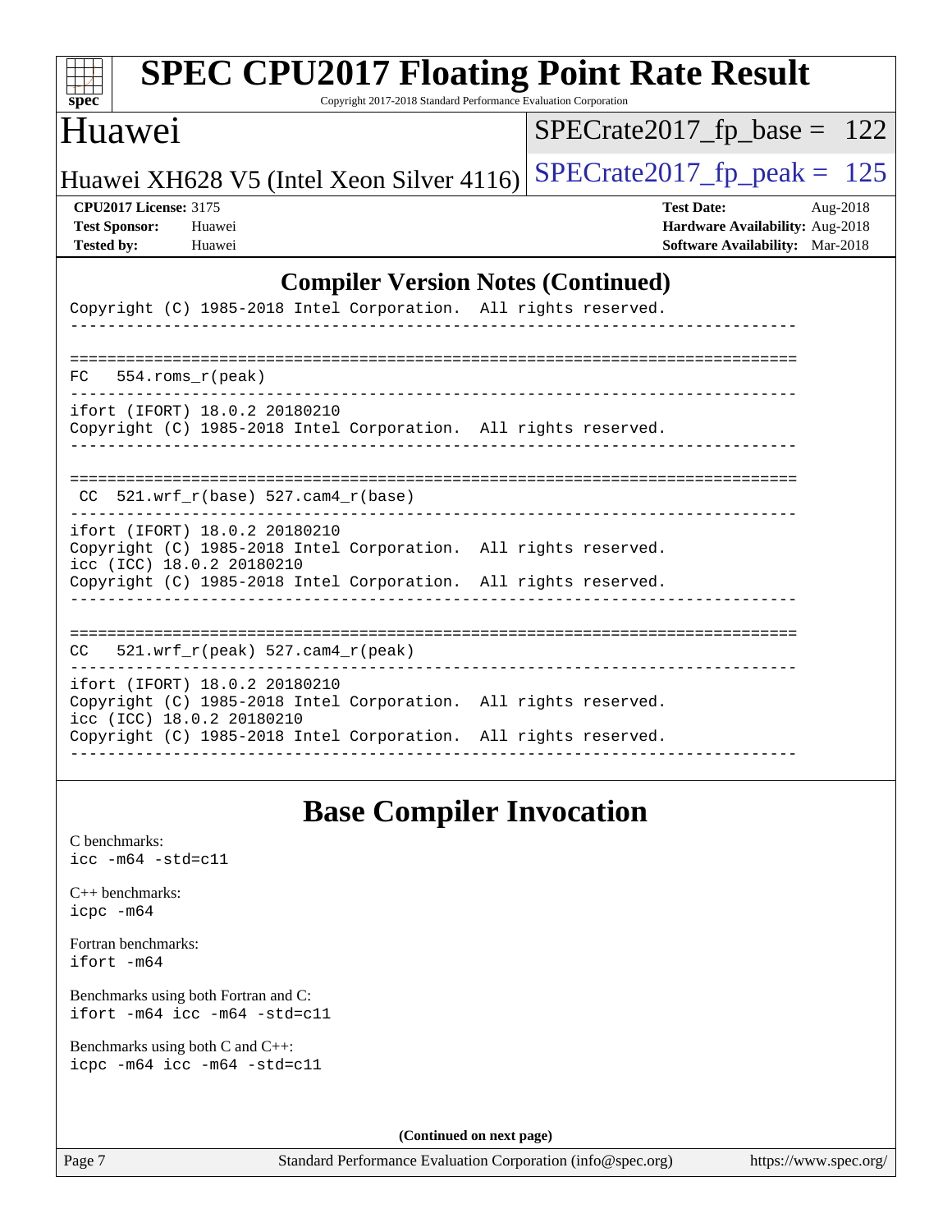## Compiler Version Notes (Continued)

```
Copyright (C) 1985-2018 Intel Corporation.  All rights reserved.
------------------------------------------------------------------------------

==============================================================================
FC   554.roms_r(peak)
------------------------------------------------------------------------------
ifort (IFORT) 18.0.2 20180210
Copyright (C) 1985-2018 Intel Corporation.  All rights reserved.
------------------------------------------------------------------------------

==============================================================================
 CC  521.wrf_r(base) 527.cam4_r(base)
------------------------------------------------------------------------------
ifort (IFORT) 18.0.2 20180210
Copyright (C) 1985-2018 Intel Corporation.  All rights reserved.
icc (ICC) 18.0.2 20180210
Copyright (C) 1985-2018 Intel Corporation.  All rights reserved.
------------------------------------------------------------------------------

==============================================================================
CC   521.wrf_r(peak) 527.cam4_r(peak)
------------------------------------------------------------------------------
ifort (IFORT) 18.0.2 20180210
Copyright (C) 1985-2018 Intel Corporation.  All rights reserved.
icc (ICC) 18.0.2 20180210
Copyright (C) 1985-2018 Intel Corporation.  All rights reserved.
------------------------------------------------------------------------------
```

## Base Compiler Invocation

C benchmarks:
`icc -m64 -std=c11`

C++ benchmarks:
`icpc -m64`

Fortran benchmarks:
`ifort -m64`

Benchmarks using both Fortran and C:
`ifort -m64 icc -m64 -std=c11`

Benchmarks using both C and C++:
`icpc -m64 icc -m64 -std=c11`

**(Continued on next page)**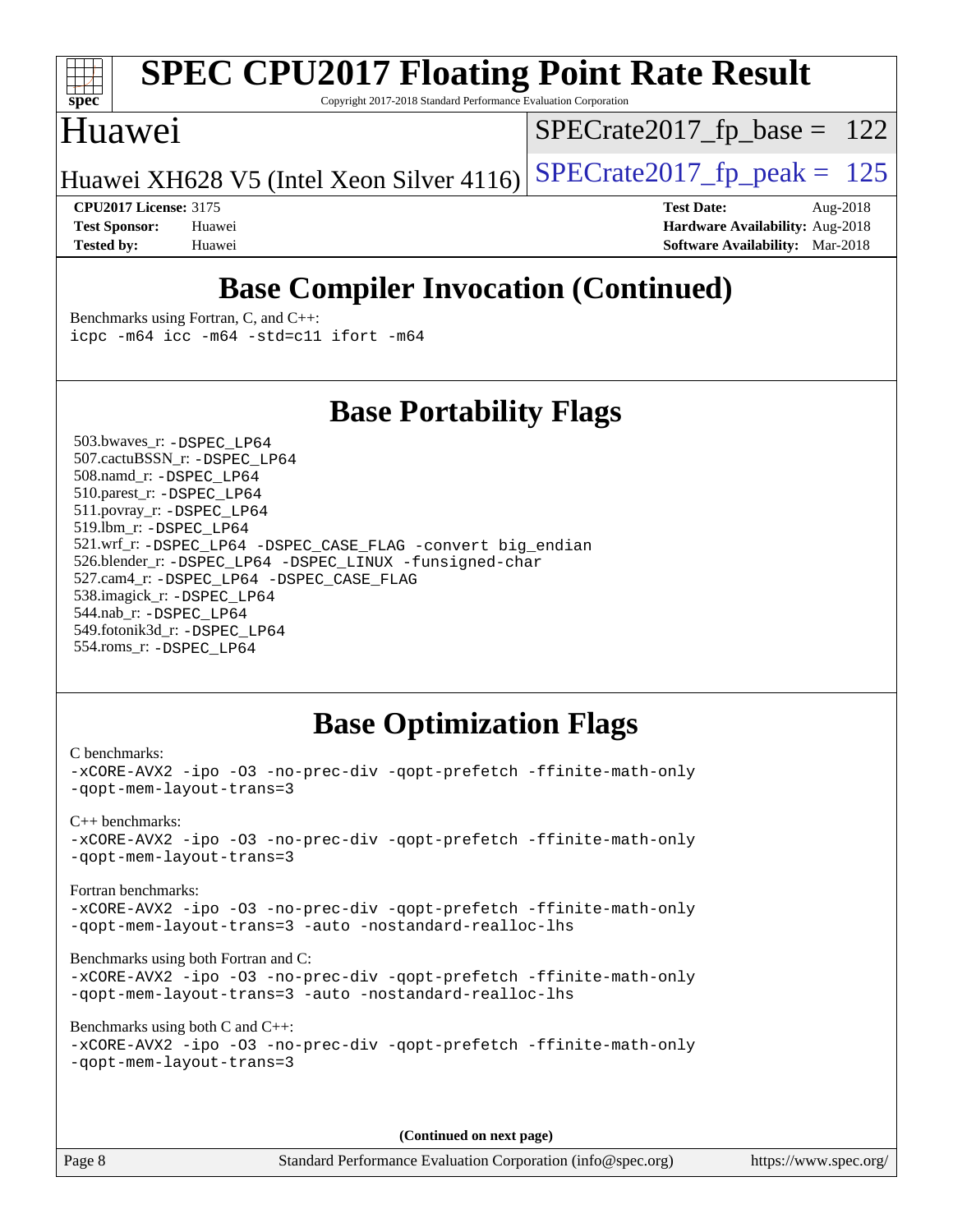## Base Compiler Invocation (Continued)

Benchmarks using Fortran, C, and C++:
```
icpc -m64 icc -m64 -std=c11 ifort -m64
```

## Base Portability Flags

503.bwaves_r: `-DSPEC_LP64`
507.cactuBSSN_r: `-DSPEC_LP64`
508.namd_r: `-DSPEC_LP64`
510.parest_r: `-DSPEC_LP64`
511.povray_r: `-DSPEC_LP64`
519.lbm_r: `-DSPEC_LP64`
521.wrf_r: `-DSPEC_LP64 -DSPEC_CASE_FLAG -convert big_endian`
526.blender_r: `-DSPEC_LP64 -DSPEC_LINUX -funsigned-char`
527.cam4_r: `-DSPEC_LP64 -DSPEC_CASE_FLAG`
538.imagick_r: `-DSPEC_LP64`
544.nab_r: `-DSPEC_LP64`
549.fotonik3d_r: `-DSPEC_LP64`
554.roms_r: `-DSPEC_LP64`

## Base Optimization Flags

C benchmarks:
```
-xCORE-AVX2 -ipo -O3 -no-prec-div -qopt-prefetch -ffinite-math-only
-qopt-mem-layout-trans=3
```

C++ benchmarks:
```
-xCORE-AVX2 -ipo -O3 -no-prec-div -qopt-prefetch -ffinite-math-only
-qopt-mem-layout-trans=3
```

Fortran benchmarks:
```
-xCORE-AVX2 -ipo -O3 -no-prec-div -qopt-prefetch -ffinite-math-only
-qopt-mem-layout-trans=3 -auto -nostandard-realloc-lhs
```

Benchmarks using both Fortran and C:
```
-xCORE-AVX2 -ipo -O3 -no-prec-div -qopt-prefetch -ffinite-math-only
-qopt-mem-layout-trans=3 -auto -nostandard-realloc-lhs
```

Benchmarks using both C and C++:
```
-xCORE-AVX2 -ipo -O3 -no-prec-div -qopt-prefetch -ffinite-math-only
-qopt-mem-layout-trans=3
```

**(Continued on next page)**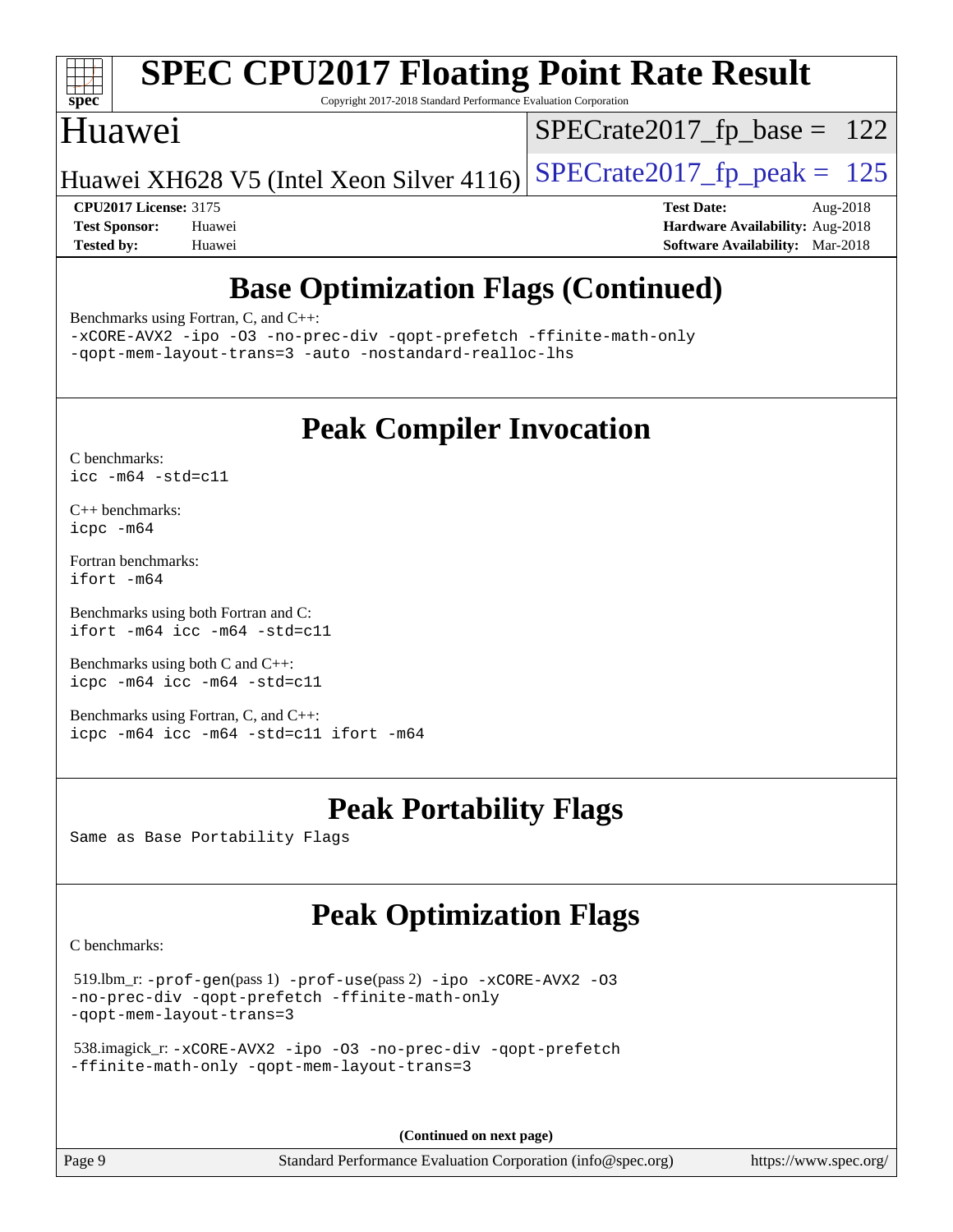## Base Optimization Flags (Continued)

Benchmarks using Fortran, C, and C++:

```
-xCORE-AVX2 -ipo -O3 -no-prec-div -qopt-prefetch -ffinite-math-only
-qopt-mem-layout-trans=3 -auto -nostandard-realloc-lhs
```

## Peak Compiler Invocation

C benchmarks:

```
icc -m64 -std=c11
```

C++ benchmarks:

```
icpc -m64
```

Fortran benchmarks:

```
ifort -m64
```

Benchmarks using both Fortran and C:

```
ifort -m64 icc -m64 -std=c11
```

Benchmarks using both C and C++:

```
icpc -m64 icc -m64 -std=c11
```

Benchmarks using Fortran, C, and C++:

```
icpc -m64 icc -m64 -std=c11 ifort -m64
```

## Peak Portability Flags

Same as Base Portability Flags

## Peak Optimization Flags

C benchmarks:

519.lbm_r: -prof-gen(pass 1) -prof-use(pass 2) -ipo -xCORE-AVX2 -O3 -no-prec-div -qopt-prefetch -ffinite-math-only -qopt-mem-layout-trans=3

538.imagick_r: -xCORE-AVX2 -ipo -O3 -no-prec-div -qopt-prefetch -ffinite-math-only -qopt-mem-layout-trans=3

**(Continued on next page)**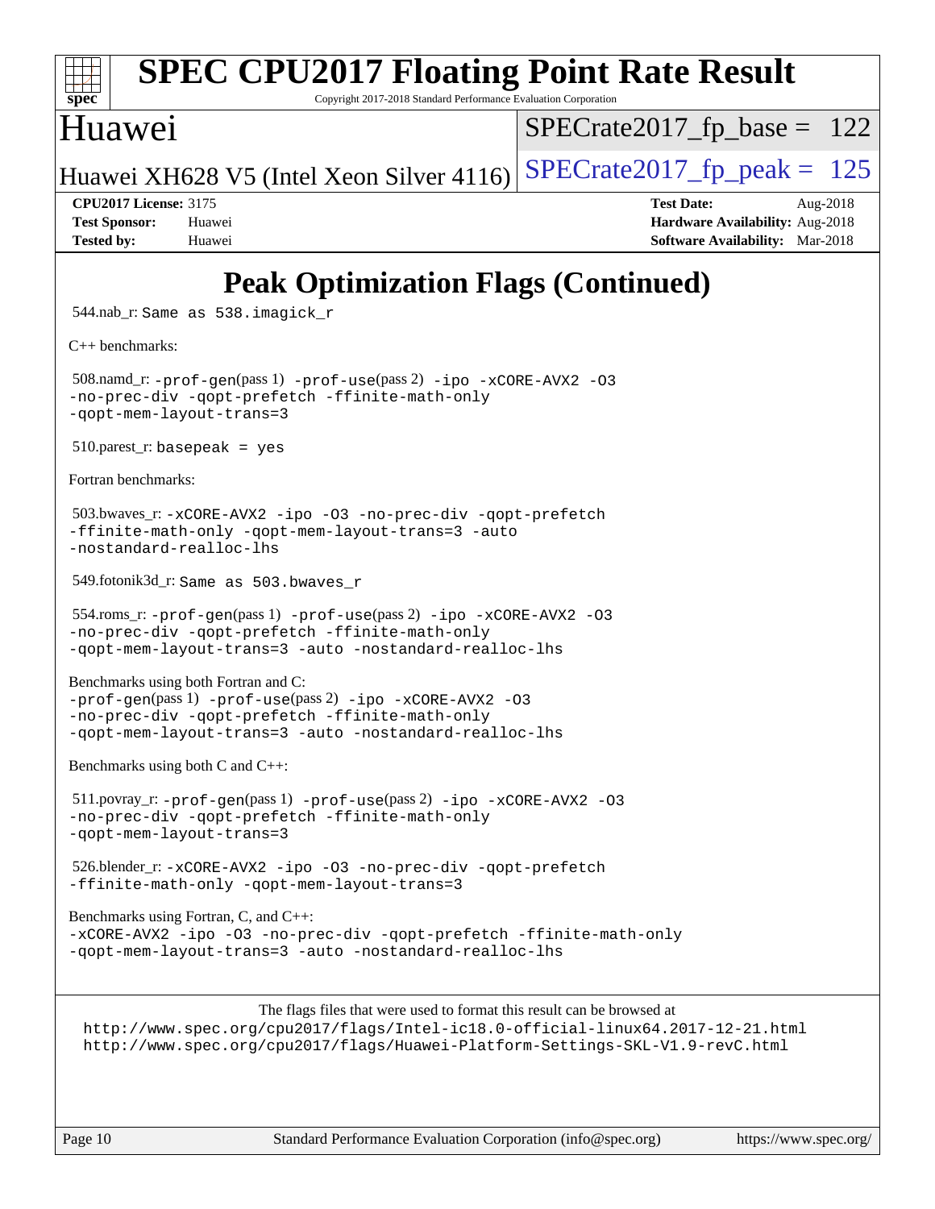# Peak Optimization Flags (Continued)

544.nab_r: Same as 538.imagick_r

C++ benchmarks:

508.namd_r: -prof-gen(pass 1) -prof-use(pass 2) -ipo -xCORE-AVX2 -O3 -no-prec-div -qopt-prefetch -ffinite-math-only -qopt-mem-layout-trans=3

510.parest_r: basepeak = yes

Fortran benchmarks:

503.bwaves_r: -xCORE-AVX2 -ipo -O3 -no-prec-div -qopt-prefetch -ffinite-math-only -qopt-mem-layout-trans=3 -auto -nostandard-realloc-lhs

549.fotonik3d_r: Same as 503.bwaves_r

554.roms_r: -prof-gen(pass 1) -prof-use(pass 2) -ipo -xCORE-AVX2 -O3 -no-prec-div -qopt-prefetch -ffinite-math-only -qopt-mem-layout-trans=3 -auto -nostandard-realloc-lhs

Benchmarks using both Fortran and C:
-prof-gen(pass 1) -prof-use(pass 2) -ipo -xCORE-AVX2 -O3 -no-prec-div -qopt-prefetch -ffinite-math-only -qopt-mem-layout-trans=3 -auto -nostandard-realloc-lhs

Benchmarks using both C and C++:

511.povray_r: -prof-gen(pass 1) -prof-use(pass 2) -ipo -xCORE-AVX2 -O3 -no-prec-div -qopt-prefetch -ffinite-math-only -qopt-mem-layout-trans=3

526.blender_r: -xCORE-AVX2 -ipo -O3 -no-prec-div -qopt-prefetch -ffinite-math-only -qopt-mem-layout-trans=3

Benchmarks using Fortran, C, and C++:
-xCORE-AVX2 -ipo -O3 -no-prec-div -qopt-prefetch -ffinite-math-only -qopt-mem-layout-trans=3 -auto -nostandard-realloc-lhs

The flags files that were used to format this result can be browsed at
http://www.spec.org/cpu2017/flags/Intel-ic18.0-official-linux64.2017-12-21.html
http://www.spec.org/cpu2017/flags/Huawei-Platform-Settings-SKL-V1.9-revC.html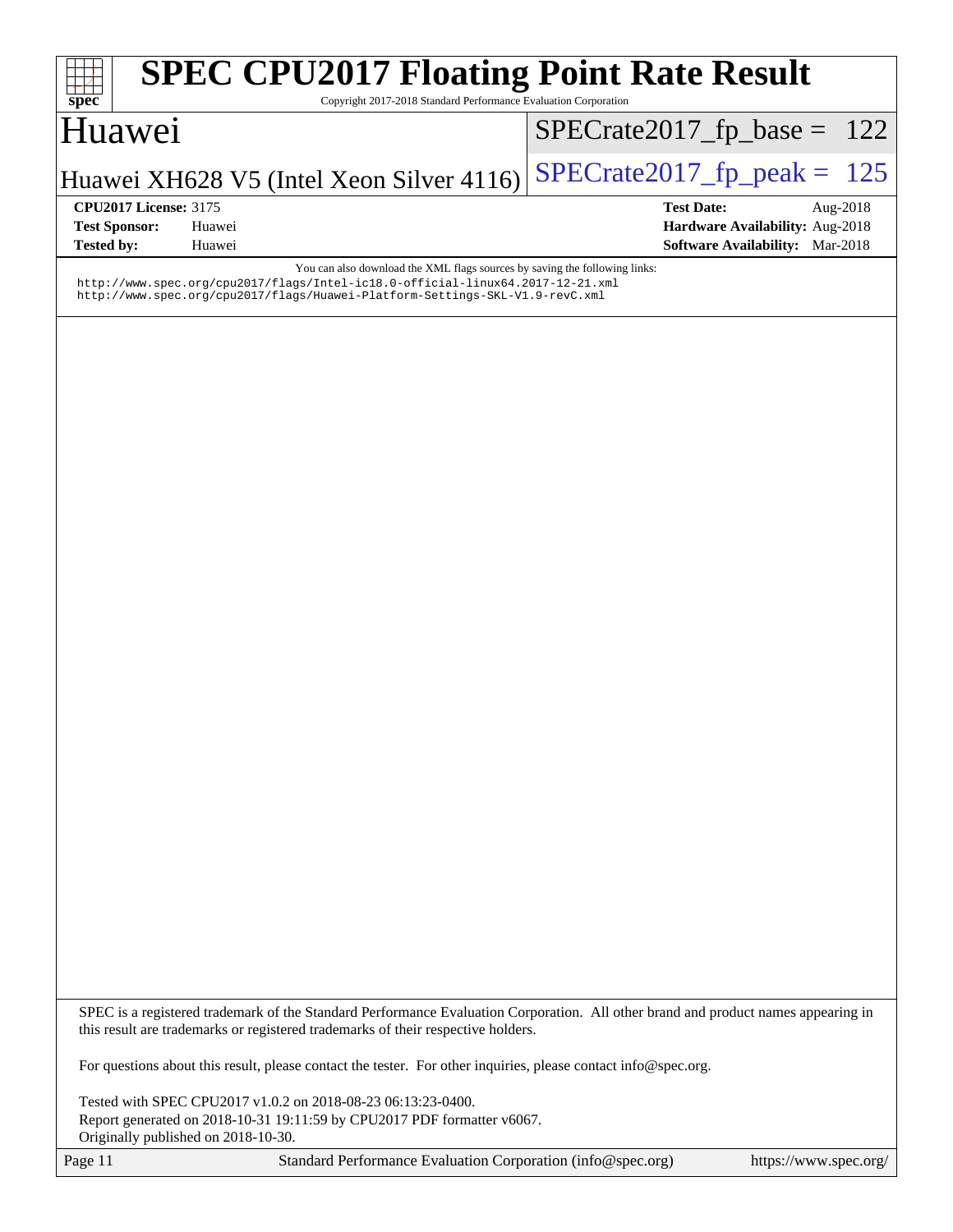# SPEC CPU2017 Floating Point Rate Result

Copyright 2017-2018 Standard Performance Evaluation Corporation

## Huawei

**Huawei XH628 V5 (Intel Xeon Silver 4116)**

SPECrate2017_fp_base = 122

SPECrate2017_fp_peak = 125

| | | | |
|---|---|---|---|
| **CPU2017 License:** | 3175 | **Test Date:** | Aug-2018 |
| **Test Sponsor:** | Huawei | **Hardware Availability:** | Aug-2018 |
| **Tested by:** | Huawei | **Software Availability:** | Mar-2018 |

You can also download the XML flags sources by saving the following links:

http://www.spec.org/cpu2017/flags/Intel-ic18.0-official-linux64.2017-12-21.xml
http://www.spec.org/cpu2017/flags/Huawei-Platform-Settings-SKL-V1.9-revC.xml

SPEC is a registered trademark of the Standard Performance Evaluation Corporation. All other brand and product names appearing in this result are trademarks or registered trademarks of their respective holders.

For questions about this result, please contact the tester. For other inquiries, please contact info@spec.org.

Tested with SPEC CPU2017 v1.0.2 on 2018-08-23 06:13:23-0400.
Report generated on 2018-10-31 19:11:59 by CPU2017 PDF formatter v6067.
Originally published on 2018-10-30.